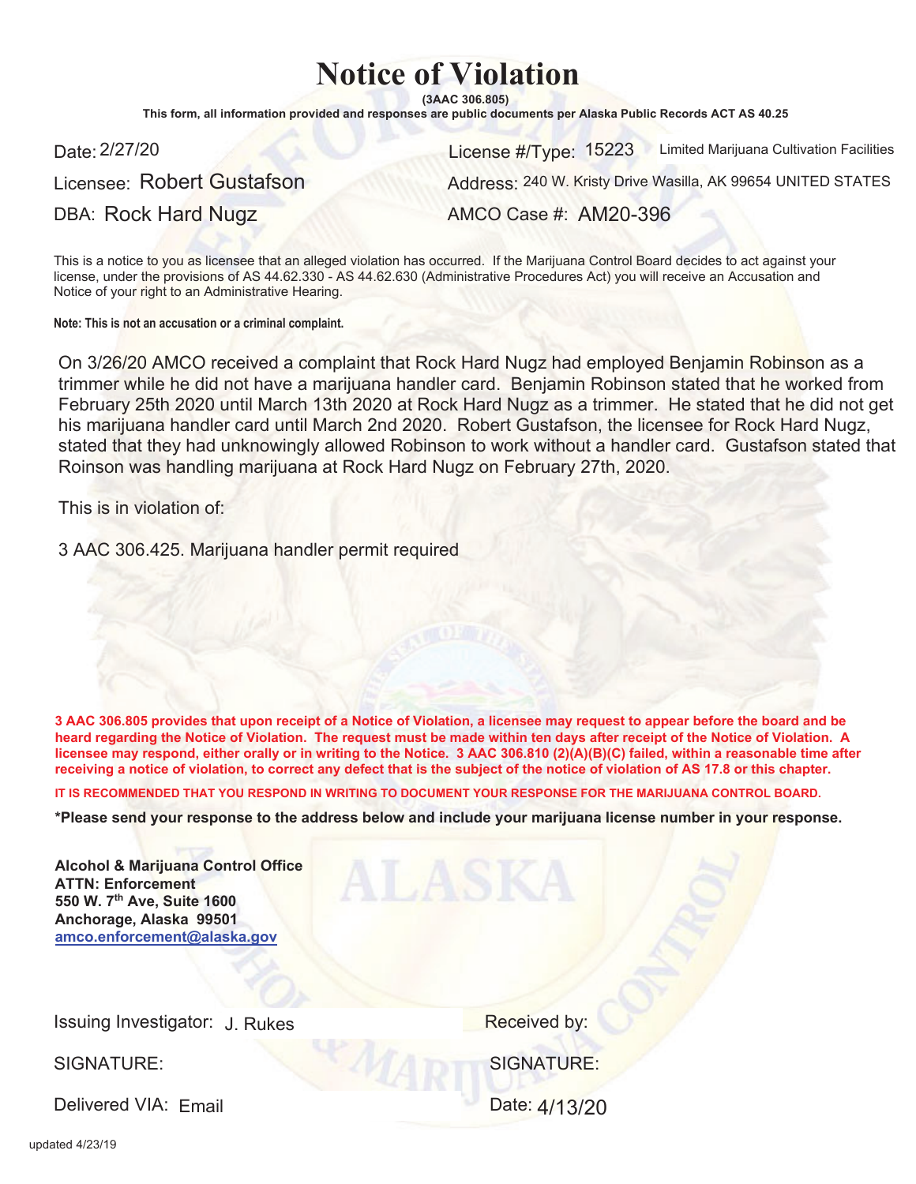# Notice of Violation

**(3AAC 306.805)**

**This form, all information provided and responses are public documents per Alaska Public Records ACT AS 40.25**

Date: 2/27/20

License #/Type: 15223 Limited Marijuana Cultivation Facilities

Licensee: Robert Gustafson

Address: 240 W. Kristy Drive Wasilla, AK 99654 UNITED STATES

DBA: Rock Hard Nugz

AMCO Case #: AM20-396

This is a notice to you as licensee that an alleged violation has occurred. If the Marijuana Control Board decides to act against your license, under the provisions of AS 44.62.330 - AS 44.62.630 (Administrative Procedures Act) you will receive an Accusation and Notice of your right to an Administrative Hearing.

**Note: This is not an accusation or a criminal complaint.**

On 3/26/20 AMCO received a complaint that Rock Hard Nugz had employed Benjamin Robinson as a trimmer while he did not have a marijuana handler card. Benjamin Robinson stated that he worked from February 25th 2020 until March 13th 2020 at Rock Hard Nugz as a trimmer. He stated that he did not get his marijuana handler card until March 2nd 2020. Robert Gustafson, the licensee for Rock Hard Nugz, stated that they had unknowingly allowed Robinson to work without a handler card. Gustafson stated that Roinson was handling marijuana at Rock Hard Nugz on February 27th, 2020.

This is in violation of:

3 AAC 306.425. Marijuana handler permit required

**3 AAC 306.805 provides that upon receipt of a Notice of Violation, a licensee may request to appear before the board and be heard regarding the Notice of Violation. The request must be made within ten days after receipt of the Notice of Violation. A licensee may respond, either orally or in writing to the Notice. 3 AAC 306.810 (2)(A)(B)(C) failed, within a reasonable time after receiving a notice of violation, to correct any defect that is the subject of the notice of violation of AS 17.8 or this chapter.**

**IT IS RECOMMENDED THAT YOU RESPOND IN WRITING TO DOCUMENT YOUR RESPONSE FOR THE MARIJUANA CONTROL BOARD.**

**\*Please send your response to the address below and include your marijuana license number in your response.**

**Alcohol & Marijuana Control Office**
**ATTN: Enforcement**
**550 W. 7th Ave, Suite 1600**
**Anchorage, Alaska 99501**
**amco.enforcement@alaska.gov**

Issuing Investigator: J. Rukes

Received by:

SIGNATURE:

SIGNATURE:

Delivered VIA: Email

Date: 4/13/20

updated 4/23/19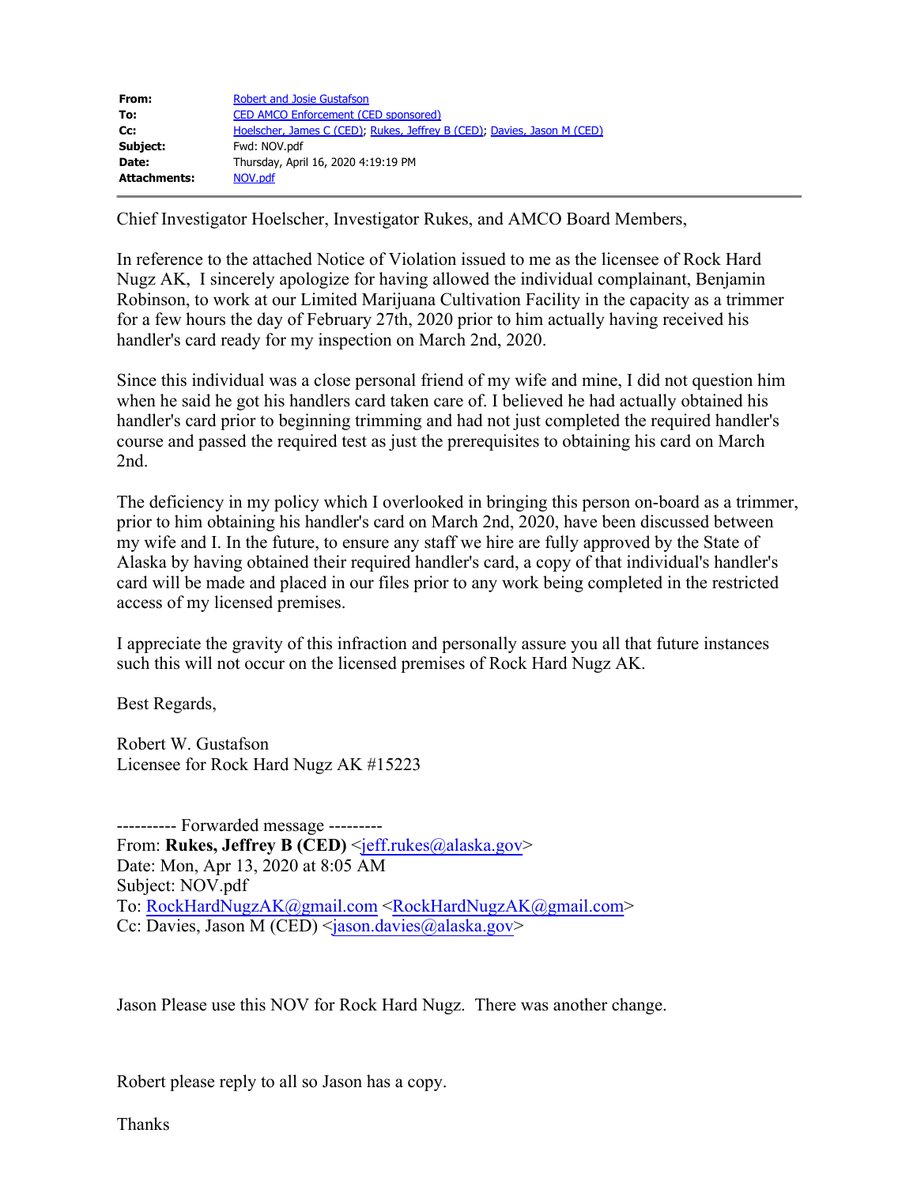| | |
|---|---|
| **From:** | Robert and Josie Gustafson |
| **To:** | CED AMCO Enforcement (CED sponsored) |
| **Cc:** | Hoelscher, James C (CED); Rukes, Jeffrey B (CED); Davies, Jason M (CED) |
| **Subject:** | Fwd: NOV.pdf |
| **Date:** | Thursday, April 16, 2020 4:19:19 PM |
| **Attachments:** | NOV.pdf |

Chief Investigator Hoelscher, Investigator Rukes, and AMCO Board Members,

In reference to the attached Notice of Violation issued to me as the licensee of Rock Hard Nugz AK, I sincerely apologize for having allowed the individual complainant, Benjamin Robinson, to work at our Limited Marijuana Cultivation Facility in the capacity as a trimmer for a few hours the day of February 27th, 2020 prior to him actually having received his handler's card ready for my inspection on March 2nd, 2020.

Since this individual was a close personal friend of my wife and mine, I did not question him when he said he got his handlers card taken care of. I believed he had actually obtained his handler's card prior to beginning trimming and had not just completed the required handler's course and passed the required test as just the prerequisites to obtaining his card on March 2nd.

The deficiency in my policy which I overlooked in bringing this person on-board as a trimmer, prior to him obtaining his handler's card on March 2nd, 2020, have been discussed between my wife and I. In the future, to ensure any staff we hire are fully approved by the State of Alaska by having obtained their required handler's card, a copy of that individual's handler's card will be made and placed in our files prior to any work being completed in the restricted access of my licensed premises.

I appreciate the gravity of this infraction and personally assure you all that future instances such this will not occur on the licensed premises of Rock Hard Nugz AK.

Best Regards,

Robert W. Gustafson
Licensee for Rock Hard Nugz AK #15223

---------- Forwarded message ---------
From: **Rukes, Jeffrey B (CED)** <jeff.rukes@alaska.gov>
Date: Mon, Apr 13, 2020 at 8:05 AM
Subject: NOV.pdf
To: RockHardNugzAK@gmail.com <RockHardNugzAK@gmail.com>
Cc: Davies, Jason M (CED) <jason.davies@alaska.gov>

Jason Please use this NOV for Rock Hard Nugz. There was another change.

Robert please reply to all so Jason has a copy.

Thanks